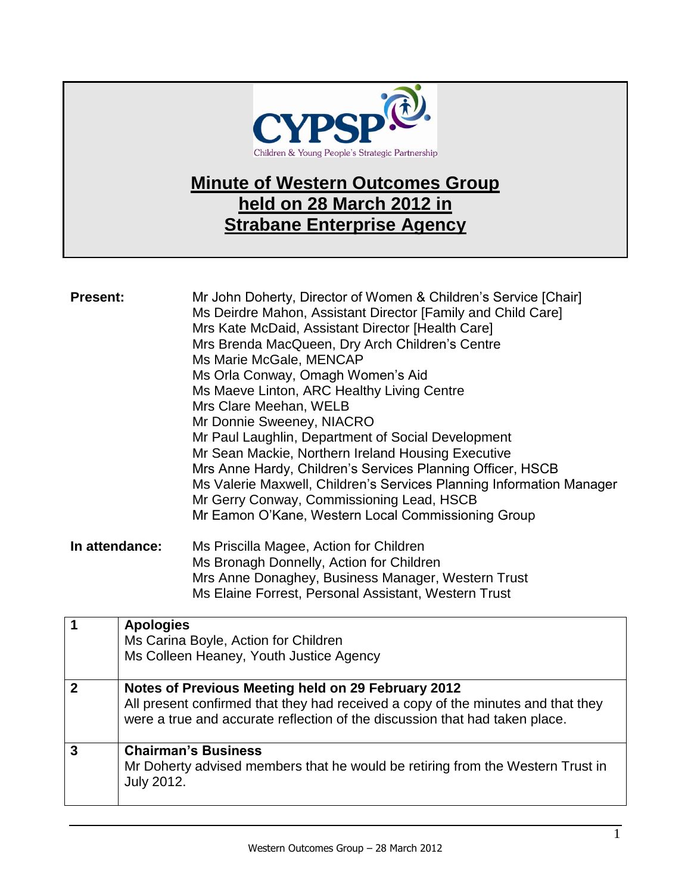CYPSP

Children & Young People's Strategic Partnership

# Minute of Western Outcomes Group held on 28 March 2012 in Strabane Enterprise Agency

**Present:**

Mr John Doherty, Director of Women & Children's Service [Chair]
Ms Deirdre Mahon, Assistant Director [Family and Child Care]
Mrs Kate McDaid, Assistant Director [Health Care]
Mrs Brenda MacQueen, Dry Arch Children's Centre
Ms Marie McGale, MENCAP
Ms Orla Conway, Omagh Women's Aid
Ms Maeve Linton, ARC Healthy Living Centre
Mrs Clare Meehan, WELB
Mr Donnie Sweeney, NIACRO
Mr Paul Laughlin, Department of Social Development
Mr Sean Mackie, Northern Ireland Housing Executive
Mrs Anne Hardy, Children's Services Planning Officer, HSCB
Ms Valerie Maxwell, Children's Services Planning Information Manager
Mr Gerry Conway, Commissioning Lead, HSCB
Mr Eamon O'Kane, Western Local Commissioning Group

**In attendance:**

Ms Priscilla Magee, Action for Children
Ms Bronagh Donnelly, Action for Children
Mrs Anne Donaghey, Business Manager, Western Trust
Ms Elaine Forrest, Personal Assistant, Western Trust

| | |
|---|---|
| **1** | **Apologies**<br>Ms Carina Boyle, Action for Children<br>Ms Colleen Heaney, Youth Justice Agency |
| **2** | **Notes of Previous Meeting held on 29 February 2012**<br>All present confirmed that they had received a copy of the minutes and that they were a true and accurate reflection of the discussion that had taken place. |
| **3** | **Chairman's Business**<br>Mr Doherty advised members that he would be retiring from the Western Trust in July 2012. |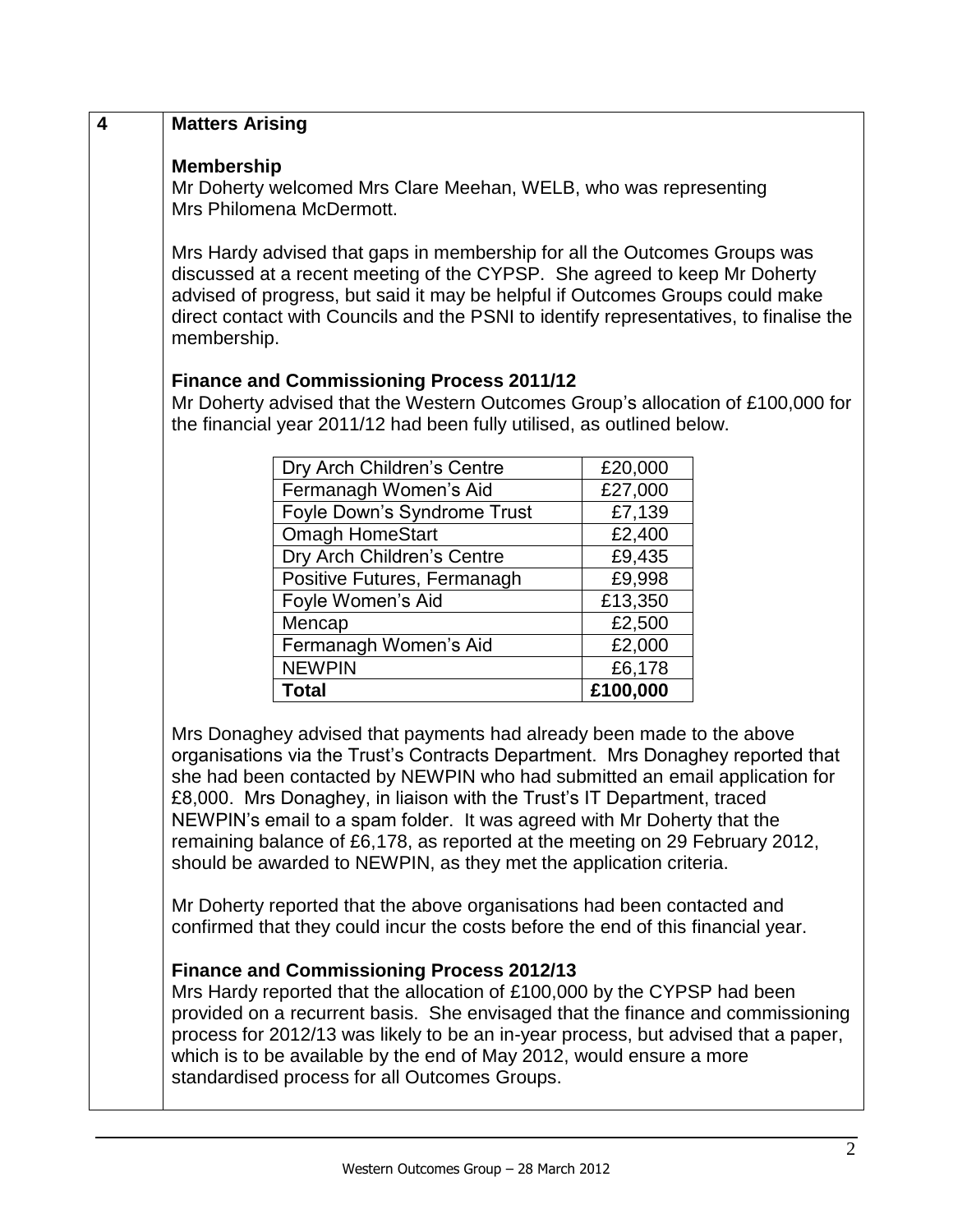## 4 Matters Arising

### Membership

Mr Doherty welcomed Mrs Clare Meehan, WELB, who was representing Mrs Philomena McDermott.

Mrs Hardy advised that gaps in membership for all the Outcomes Groups was discussed at a recent meeting of the CYPSP. She agreed to keep Mr Doherty advised of progress, but said it may be helpful if Outcomes Groups could make direct contact with Councils and the PSNI to identify representatives, to finalise the membership.

### Finance and Commissioning Process 2011/12

Mr Doherty advised that the Western Outcomes Group's allocation of £100,000 for the financial year 2011/12 had been fully utilised, as outlined below.

| Organisation | Amount |
|---|---|
| Dry Arch Children's Centre | £20,000 |
| Fermanagh Women's Aid | £27,000 |
| Foyle Down's Syndrome Trust | £7,139 |
| Omagh HomeStart | £2,400 |
| Dry Arch Children's Centre | £9,435 |
| Positive Futures, Fermanagh | £9,998 |
| Foyle Women's Aid | £13,350 |
| Mencap | £2,500 |
| Fermanagh Women's Aid | £2,000 |
| NEWPIN | £6,178 |
| **Total** | **£100,000** |

Mrs Donaghey advised that payments had already been made to the above organisations via the Trust's Contracts Department. Mrs Donaghey reported that she had been contacted by NEWPIN who had submitted an email application for £8,000. Mrs Donaghey, in liaison with the Trust's IT Department, traced NEWPIN's email to a spam folder. It was agreed with Mr Doherty that the remaining balance of £6,178, as reported at the meeting on 29 February 2012, should be awarded to NEWPIN, as they met the application criteria.

Mr Doherty reported that the above organisations had been contacted and confirmed that they could incur the costs before the end of this financial year.

### Finance and Commissioning Process 2012/13

Mrs Hardy reported that the allocation of £100,000 by the CYPSP had been provided on a recurrent basis. She envisaged that the finance and commissioning process for 2012/13 was likely to be an in-year process, but advised that a paper, which is to be available by the end of May 2012, would ensure a more standardised process for all Outcomes Groups.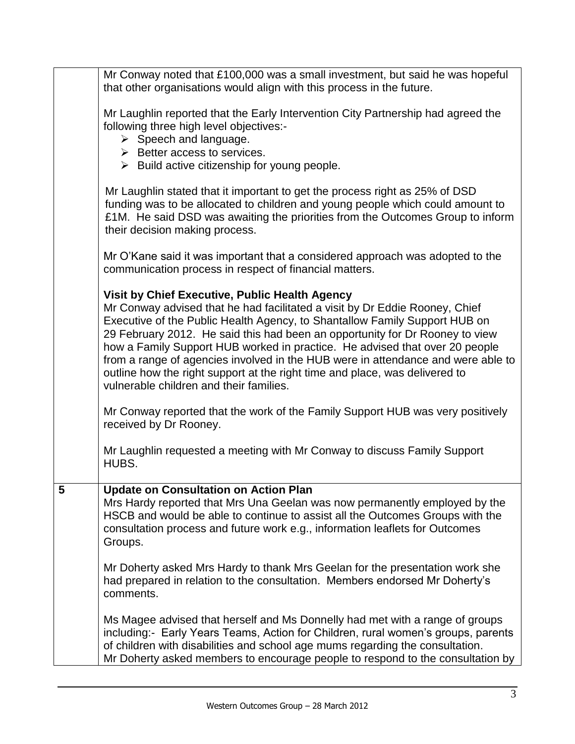| | |
|---|---|
| | Mr Conway noted that £100,000 was a small investment, but said he was hopeful that other organisations would align with this process in the future.<br><br>Mr Laughlin reported that the Early Intervention City Partnership had agreed the following three high level objectives:-<br>➢ Speech and language.<br>➢ Better access to services.<br>➢ Build active citizenship for young people.<br><br>Mr Laughlin stated that it important to get the process right as 25% of DSD funding was to be allocated to children and young people which could amount to £1M. He said DSD was awaiting the priorities from the Outcomes Group to inform their decision making process.<br><br>Mr O'Kane said it was important that a considered approach was adopted to the communication process in respect of financial matters.<br><br>**Visit by Chief Executive, Public Health Agency**<br>Mr Conway advised that he had facilitated a visit by Dr Eddie Rooney, Chief Executive of the Public Health Agency, to Shantallow Family Support HUB on 29 February 2012. He said this had been an opportunity for Dr Rooney to view how a Family Support HUB worked in practice. He advised that over 20 people from a range of agencies involved in the HUB were in attendance and were able to outline how the right support at the right time and place, was delivered to vulnerable children and their families.<br><br>Mr Conway reported that the work of the Family Support HUB was very positively received by Dr Rooney.<br><br>Mr Laughlin requested a meeting with Mr Conway to discuss Family Support HUBS. |
| **5** | **Update on Consultation on Action Plan**<br>Mrs Hardy reported that Mrs Una Geelan was now permanently employed by the HSCB and would be able to continue to assist all the Outcomes Groups with the consultation process and future work e.g., information leaflets for Outcomes Groups.<br><br>Mr Doherty asked Mrs Hardy to thank Mrs Geelan for the presentation work she had prepared in relation to the consultation. Members endorsed Mr Doherty's comments.<br><br>Ms Magee advised that herself and Ms Donnelly had met with a range of groups including:- Early Years Teams, Action for Children, rural women's groups, parents of children with disabilities and school age mums regarding the consultation.<br>Mr Doherty asked members to encourage people to respond to the consultation by |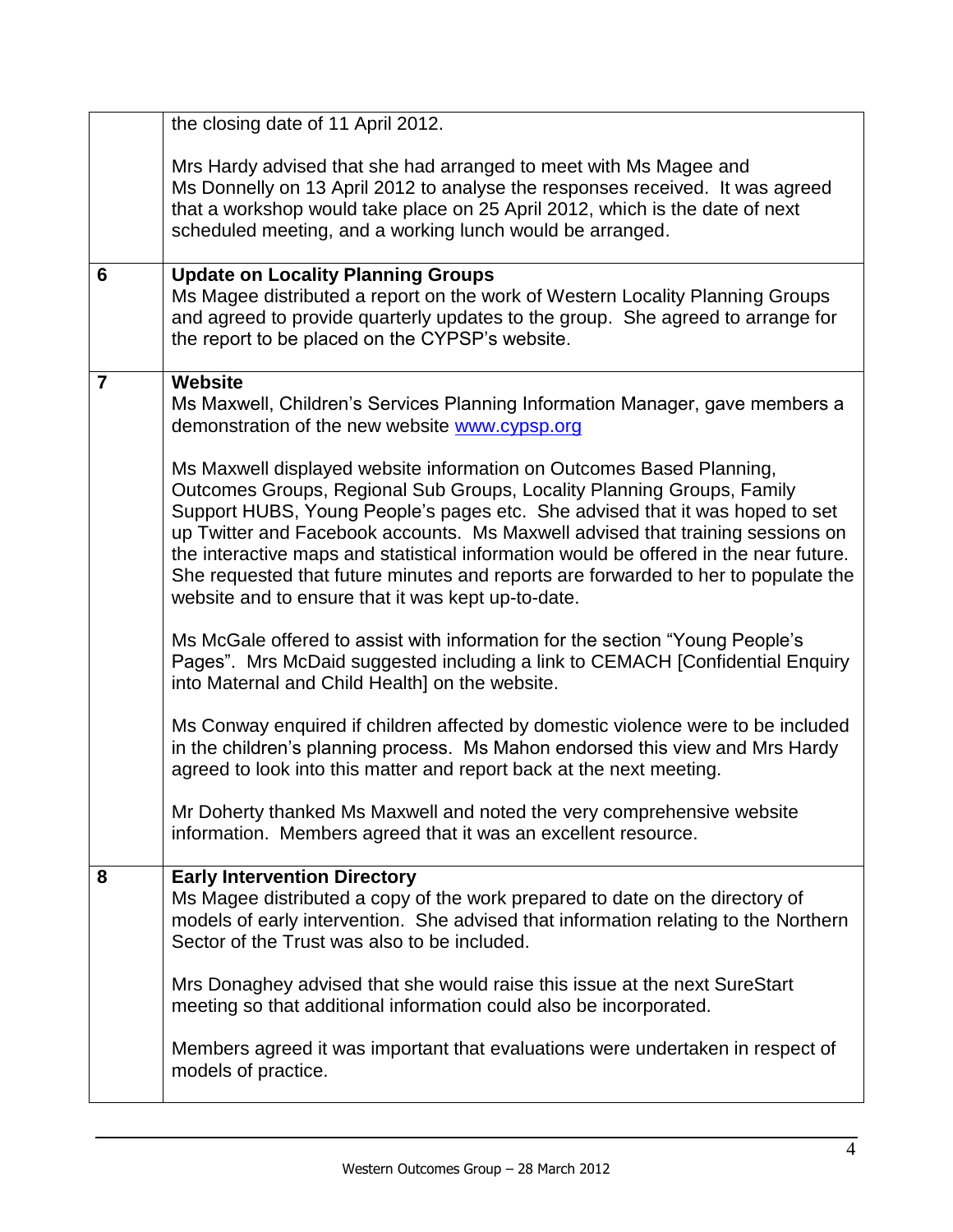| | |
|---|---|
| | the closing date of 11 April 2012.<br><br>Mrs Hardy advised that she had arranged to meet with Ms Magee and Ms Donnelly on 13 April 2012 to analyse the responses received. It was agreed that a workshop would take place on 25 April 2012, which is the date of next scheduled meeting, and a working lunch would be arranged. |
| **6** | **Update on Locality Planning Groups**<br>Ms Magee distributed a report on the work of Western Locality Planning Groups and agreed to provide quarterly updates to the group. She agreed to arrange for the report to be placed on the CYPSP's website. |
| **7** | **Website**<br>Ms Maxwell, Children's Services Planning Information Manager, gave members a demonstration of the new website www.cypsp.org<br><br>Ms Maxwell displayed website information on Outcomes Based Planning, Outcomes Groups, Regional Sub Groups, Locality Planning Groups, Family Support HUBS, Young People's pages etc. She advised that it was hoped to set up Twitter and Facebook accounts. Ms Maxwell advised that training sessions on the interactive maps and statistical information would be offered in the near future. She requested that future minutes and reports are forwarded to her to populate the website and to ensure that it was kept up-to-date.<br><br>Ms McGale offered to assist with information for the section "Young People's Pages". Mrs McDaid suggested including a link to CEMACH [Confidential Enquiry into Maternal and Child Health] on the website.<br><br>Ms Conway enquired if children affected by domestic violence were to be included in the children's planning process. Ms Mahon endorsed this view and Mrs Hardy agreed to look into this matter and report back at the next meeting.<br><br>Mr Doherty thanked Ms Maxwell and noted the very comprehensive website information. Members agreed that it was an excellent resource. |
| **8** | **Early Intervention Directory**<br>Ms Magee distributed a copy of the work prepared to date on the directory of models of early intervention. She advised that information relating to the Northern Sector of the Trust was also to be included.<br><br>Mrs Donaghey advised that she would raise this issue at the next SureStart meeting so that additional information could also be incorporated.<br><br>Members agreed it was important that evaluations were undertaken in respect of models of practice. |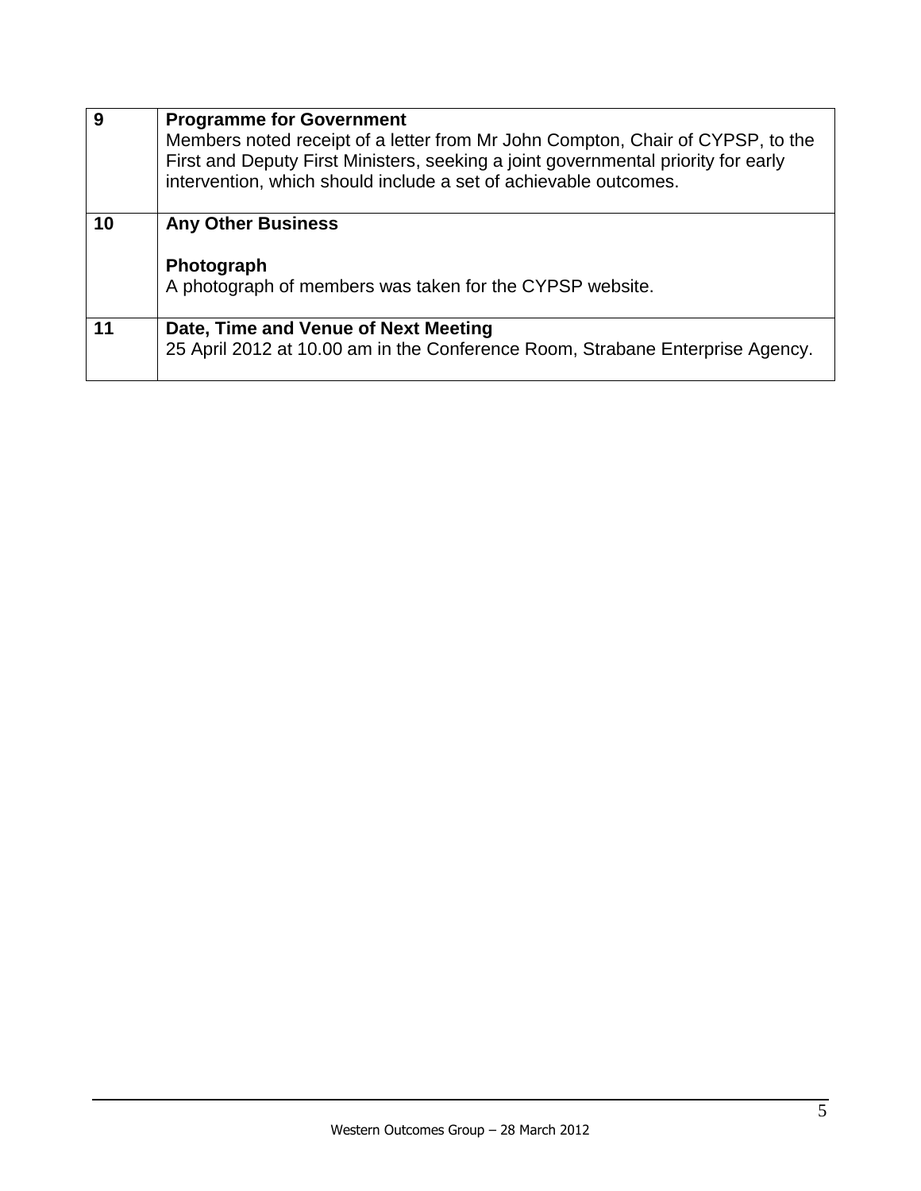| | |
|---|---|
| 9 | **Programme for Government**<br>Members noted receipt of a letter from Mr John Compton, Chair of CYPSP, to the First and Deputy First Ministers, seeking a joint governmental priority for early intervention, which should include a set of achievable outcomes. |
| 10 | **Any Other Business**<br><br>**Photograph**<br>A photograph of members was taken for the CYPSP website. |
| 11 | **Date, Time and Venue of Next Meeting**<br>25 April 2012 at 10.00 am in the Conference Room, Strabane Enterprise Agency. |